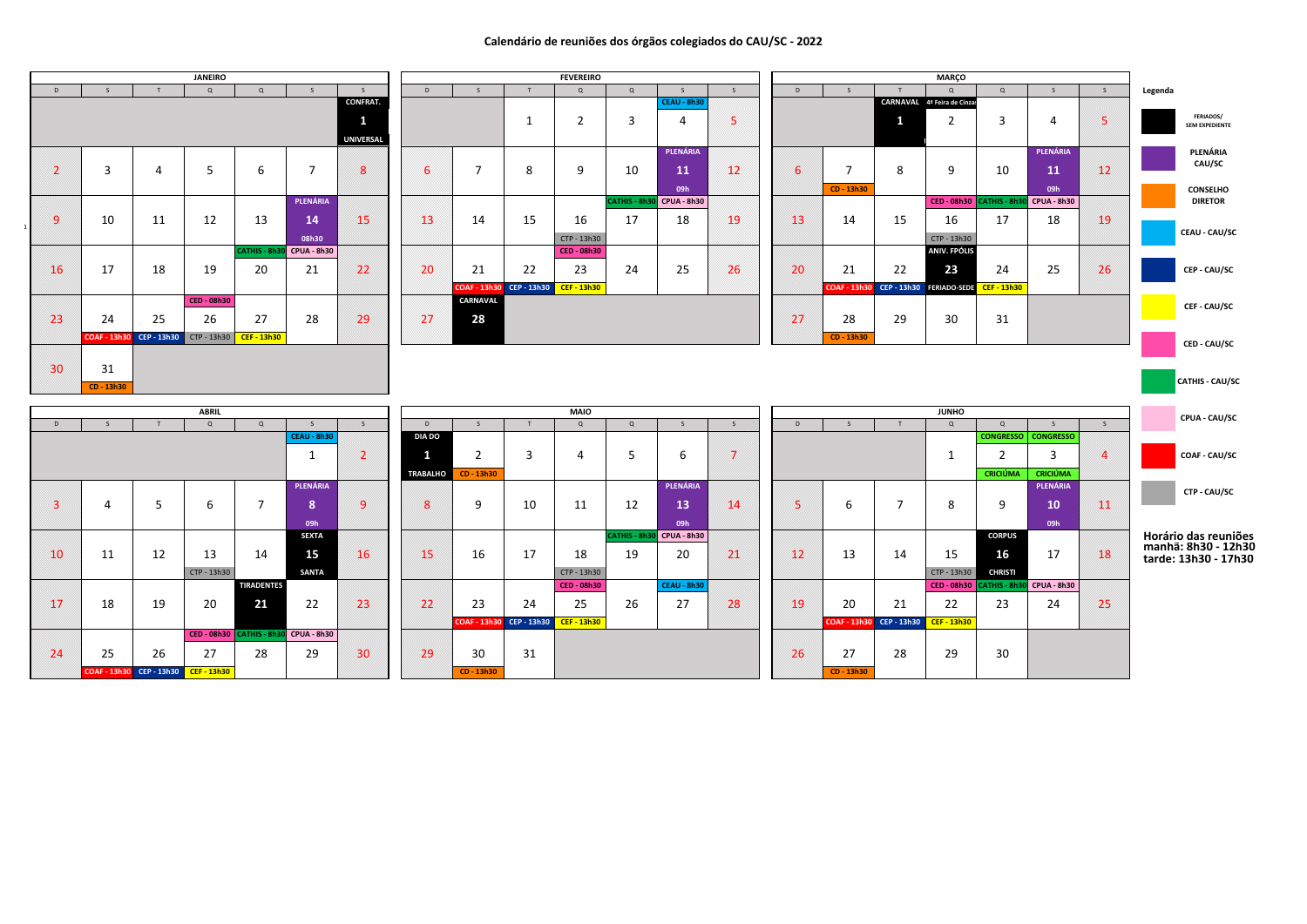# Calendário de reuniões dos órgãos colegiados do CAU/SC - 2022

## JANEIRO

| D | S | T | Q | Q | S | S |
|---|---|---|---|---|---|---|
| | | | | | | CONFRAT. 1 UNIVERSAL |
| 2 | 3 | 4 | 5 | 6 | 7 | 8 |
| 9 | 10 | 11 | 12 | 13 | PLENÁRIA 14 08h30 | 15 |
| 16 | 17 | 18 | 19 | CATHIS - 8h30 20 | CPUA - 8h30 21 | 22 |
| 23 | 24 COAF - 13h30 | 25 CEP - 13h30 | CED - 08h30 26 CTP - 13h30 | 27 CEF - 13h30 | 28 | 29 |
| 30 | 31 CD - 13h30 | | | | | |

## FEVEREIRO

| D | S | T | Q | Q | S | S |
|---|---|---|---|---|---|---|
| | | 1 | 2 | 3 | CEAU - 8h30 4 | 5 |
| 6 | 7 | 8 | 9 | 10 | PLENÁRIA 11 09h | 12 |
| 13 | 14 | 15 | 16 CTP - 13h30 | CATHIS - 8h30 17 | CPUA - 8h30 18 | 19 |
| 20 | 21 COAF - 13h30 | 22 CEP - 13h30 | CED - 08h30 23 CEF - 13h30 | 24 | 25 | 26 |
| 27 | CARNAVAL 28 | | | | | |

## MARÇO

| D | S | T | Q | Q | S | S |
|---|---|---|---|---|---|---|
| | | CARNAVAL 1 | 4ª Feira de Cinzas 2 | 3 | 4 | 5 |
| 6 | 7 CD - 13h30 | 8 | 9 | 10 | PLENÁRIA 11 09h | 12 |
| 13 | 14 | 15 | CED - 08h30 16 CTP - 13h30 | CATHIS - 8h30 17 | CPUA - 8h30 18 | 19 |
| 20 | 21 COAF - 13h30 | 22 CEP - 13h30 | ANIV. FPÓLIS 23 FERIADO-SEDE | 24 CEF - 13h30 | 25 | 26 |
| 27 | 28 CD - 13h30 | 29 | 30 | 31 | | |

## ABRIL

| D | S | T | Q | Q | S | S |
|---|---|---|---|---|---|---|
| | | | | | CEAU - 8h30 1 | 2 |
| 3 | 4 | 5 | 6 | 7 | PLENÁRIA 8 09h | 9 |
| 10 | 11 | 12 | 13 CTP - 13h30 | 14 | SEXTA 15 SANTA | 16 |
| 17 | 18 | 19 | 20 | TIRADENTES 21 | 22 | 23 |
| 24 | 25 COAF - 13h30 | 26 CEP - 13h30 | CED - 08h30 27 CEF - 13h30 | CATHIS - 8h30 28 | CPUA - 8h30 29 | 30 |

## MAIO

| D | S | T | Q | Q | S | S |
|---|---|---|---|---|---|---|
| DIA DO 1 TRABALHO | 2 CD - 13h30 | 3 | 4 | 5 | 6 | 7 |
| 8 | 9 | 10 | 11 | 12 | PLENÁRIA 13 09h | 14 |
| 15 | 16 | 17 | 18 CTP - 13h30 | CATHIS - 8h30 19 | CPUA - 8h30 20 | 21 |
| 22 | 23 COAF - 13h30 | 24 CEP - 13h30 | CED - 08h30 25 CEF - 13h30 | 26 | CEAU - 8h30 27 | 28 |
| 29 | 30 CD - 13h30 | 31 | | | | |

## JUNHO

| D | S | T | Q | Q | S | S |
|---|---|---|---|---|---|---|
| | | | 1 | CONGRESSO 2 CRICIÚMA | CONGRESSO 3 CRICIÚMA | 4 |
| 5 | 6 | 7 | 8 | 9 | PLENÁRIA 10 09h | 11 |
| 12 | 13 | 14 | 15 CTP - 13h30 | CORPUS 16 CHRISTI | 17 | 18 |
| 19 | 20 COAF - 13h30 | 21 CEP - 13h30 | CED - 08h30 22 CEF - 13h30 | CATHIS - 8h30 23 | CPUA - 8h30 24 | 25 |
| 26 | 27 CD - 13h30 | 28 | 29 | 30 | | |

## Legenda

- FERIADOS/ SEM EXPEDIENTE
- PLENÁRIA CAU/SC
- CONSELHO DIRETOR
- CEAU - CAU/SC
- CEP - CAU/SC
- CEF - CAU/SC
- CED - CAU/SC
- CATHIS - CAU/SC
- CPUA - CAU/SC
- COAF - CAU/SC
- CTP - CAU/SC

**Horário das reuniões**
**manhã: 8h30 - 12h30**
**tarde: 13h30 - 17h30**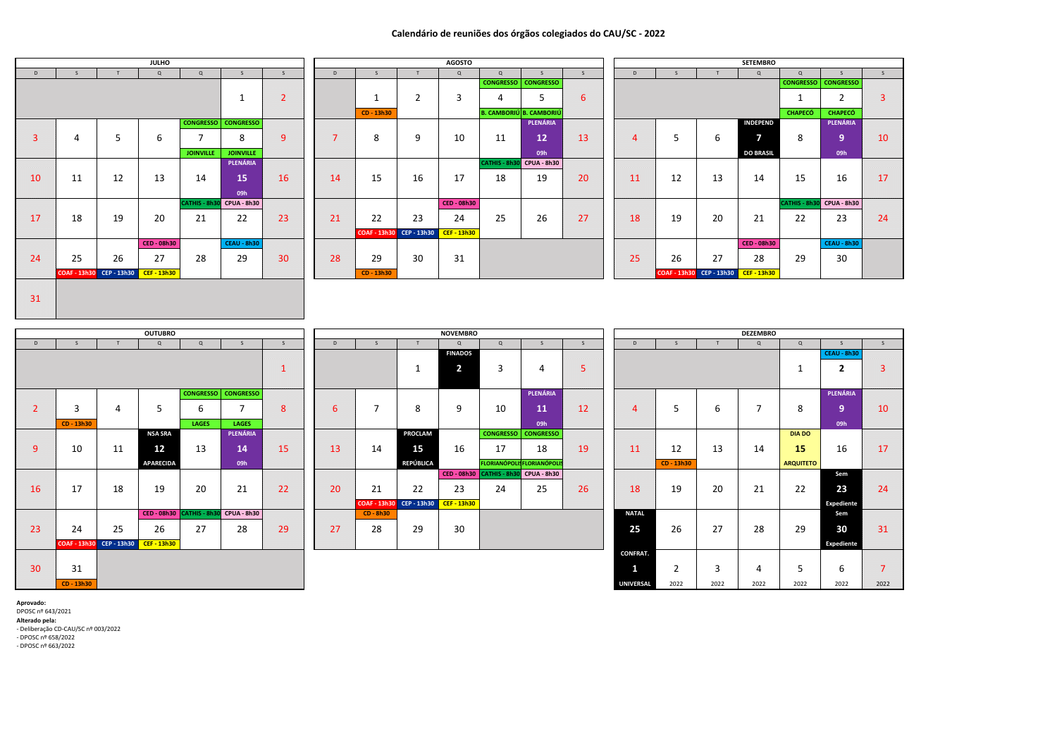# Calendário de reuniões dos órgãos colegiados do CAU/SC - 2022

## JULHO

| D | S | T | Q | Q | S | S |
|---|---|---|---|---|---|---|
| | | | | | 1 | 2 |
| 3 | 4 | 5 | 6 | CONGRESSO 7 JOINVILLE | CONGRESSO 8 JOINVILLE | 9 |
| 10 | 11 | 12 | 13 | 14 | PLENÁRIA 15 09h | 16 |
| 17 | 18 | 19 | 20 | CATHIS - 8h30 21 | CPUA - 8h30 22 | 23 |
| 24 | 25 COAF - 13h30 | 26 CEP - 13h30 | CED - 08h30 27 CEF - 13h30 | 28 | CEAU - 8h30 29 | 30 |
| 31 | | | | | | |

## AGOSTO

| D | S | T | Q | Q | S | S |
|---|---|---|---|---|---|---|
| | 1 CD - 13h30 | 2 | 3 | CONGRESSO 4 B. CAMBORIÚ | CONGRESSO 5 B. CAMBORIÚ | 6 |
| 7 | 8 | 9 | 10 | 11 | PLENÁRIA 12 09h | 13 |
| 14 | 15 | 16 | 17 | CATHIS - 8h30 18 | CPUA - 8h30 19 | 20 |
| 21 | 22 COAF - 13h30 | 23 CEP - 13h30 | CED - 08h30 24 CEF - 13h30 | 25 | 26 | 27 |
| 28 | 29 CD - 13h30 | 30 | 31 | | | |

## SETEMBRO

| D | S | T | Q | Q | S | S |
|---|---|---|---|---|---|---|
| | | | | CONGRESSO 1 CHAPECÓ | CONGRESSO 2 CHAPECÓ | 3 |
| 4 | 5 | 6 | INDEPEND 7 DO BRASIL | 8 | PLENÁRIA 9 09h | 10 |
| 11 | 12 | 13 | 14 | 15 | 16 | 17 |
| 18 | 19 | 20 | 21 | CATHIS - 8h30 22 | CPUA - 8h30 23 | 24 |
| 25 | 26 COAF - 13h30 | 27 CEP - 13h30 | CED - 08h30 28 CEF - 13h30 | 29 | CEAU - 8h30 30 | |

## OUTUBRO

| D | S | T | Q | Q | S | S |
|---|---|---|---|---|---|---|
| | | | | | | 1 |
| 2 | 3 CD - 13h30 | 4 | 5 | CONGRESSO 6 LAGES | CONGRESSO 7 LAGES | 8 |
| 9 | 10 | 11 | NSA SRA 12 APARECIDA | 13 | PLENÁRIA 14 09h | 15 |
| 16 | 17 | 18 | 19 | 20 | 21 | 22 |
| 23 | 24 COAF - 13h30 | 25 CEP - 13h30 | CED - 08h30 26 CEF - 13h30 | CATHIS - 8h30 27 | CPUA - 8h30 28 | 29 |
| 30 | 31 CD - 13h30 | | | | | |

## NOVEMBRO

| D | S | T | Q | Q | S | S |
|---|---|---|---|---|---|---|
| | | 1 | FINADOS 2 | 3 | 4 | 5 |
| 6 | 7 | 8 | 9 | 10 | PLENÁRIA 11 09h | 12 |
| 13 | 14 | PROCLAM 15 REPÚBLICA | 16 | CONGRESSO 17 FLORIANÓPOLIS | CONGRESSO 18 FLORIANÓPOLIS | 19 |
| 20 | 21 COAF - 13h30 | 22 CEP - 13h30 | CED - 08h30 23 CEF - 13h30 | CATHIS - 8h30 24 | CPUA - 8h30 25 | 26 |
| 27 | CD - 8h30 28 | 29 | 30 | | | |

## DEZEMBRO

| D | S | T | Q | Q | S | S |
|---|---|---|---|---|---|---|
| | | | | 1 | CEAU - 8h30 2 | 3 |
| 4 | 5 | 6 | 7 | 8 | PLENÁRIA 9 09h | 10 |
| 11 | 12 CD - 13h30 | 13 | 14 | DIA DO 15 ARQUITETO | 16 | 17 |
| 18 | 19 | 20 | 21 | 22 | Sem 23 Expediente | 24 |
| NATAL 25 | 26 | 27 | 28 | 29 | Sem 30 Expediente | 31 |
| CONFRAT. 1 UNIVERSAL | 2 2022 | 3 2022 | 4 2022 | 5 2022 | 6 2022 | 7 2022 |

**Aprovado:**
DPOSC nº 643/2021
**Alterado pela:**
- Deliberação CD-CAU/SC nº 003/2022
- DPOSC nº 658/2022
- DPOSC nº 663/2022